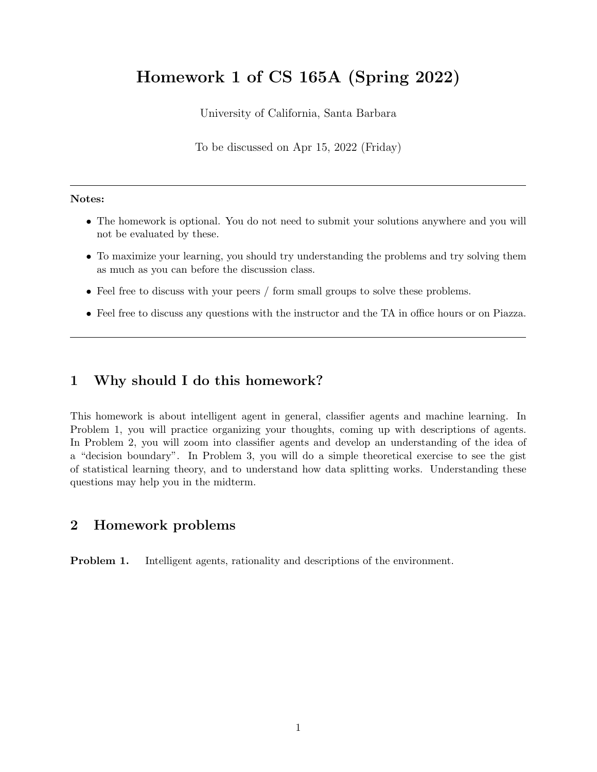# Homework 1 of CS 165A (Spring 2022)

University of California, Santa Barbara

To be discussed on Apr 15, 2022 (Friday)

---

**Notes:**

- The homework is optional. You do not need to submit your solutions anywhere and you will not be evaluated by these.
- To maximize your learning, you should try understanding the problems and try solving them as much as you can before the discussion class.
- Feel free to discuss with your peers / form small groups to solve these problems.
- Feel free to discuss any questions with the instructor and the TA in office hours or on Piazza.

---

## 1 Why should I do this homework?

This homework is about intelligent agent in general, classifier agents and machine learning. In Problem 1, you will practice organizing your thoughts, coming up with descriptions of agents. In Problem 2, you will zoom into classifier agents and develop an understanding of the idea of a "decision boundary". In Problem 3, you will do a simple theoretical exercise to see the gist of statistical learning theory, and to understand how data splitting works. Understanding these questions may help you in the midterm.

## 2 Homework problems

**Problem 1.** Intelligent agents, rationality and descriptions of the environment.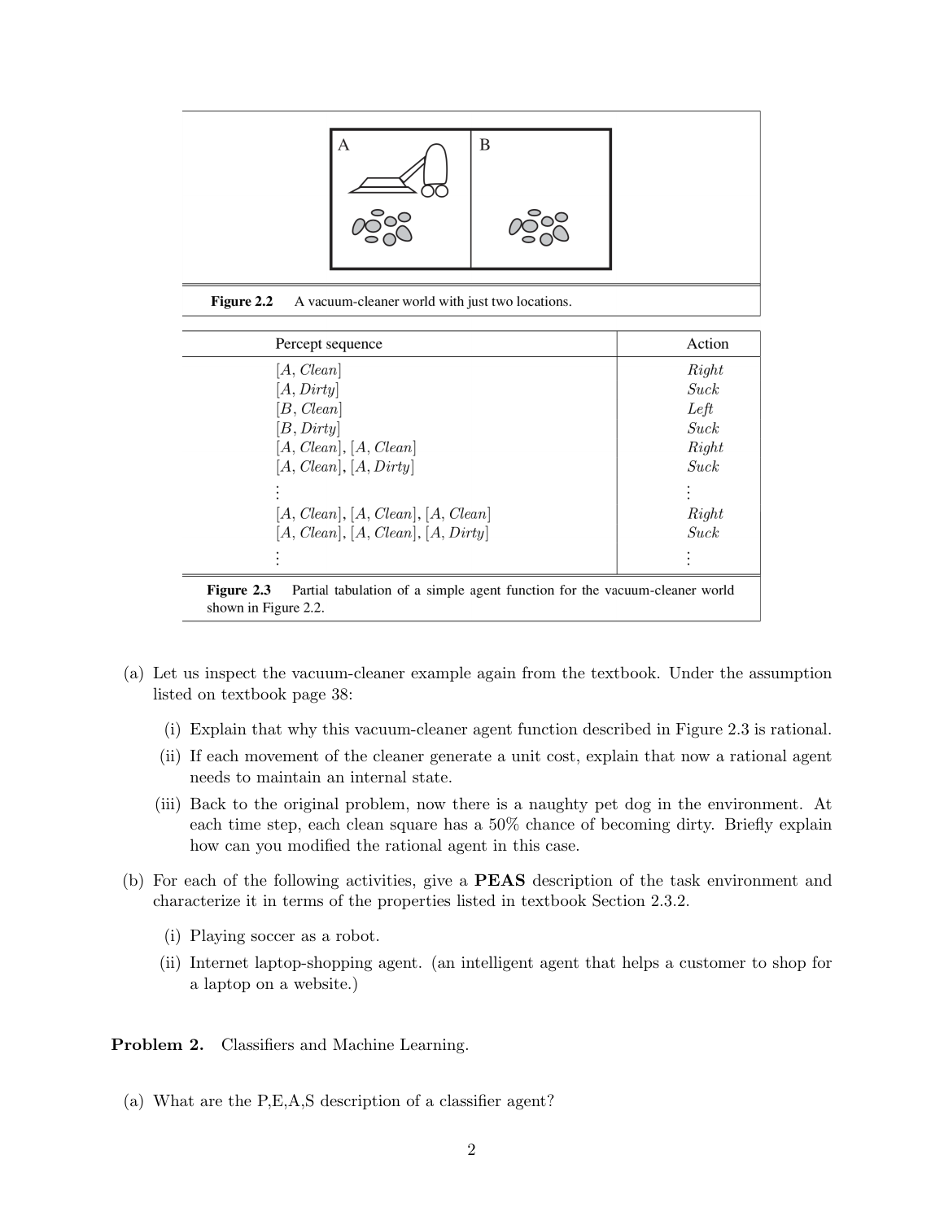A B

**Figure 2.2** A vacuum-cleaner world with just two locations.

| Percept sequence | Action |
|---|---|
| $[A, Clean]$ | $Right$ |
| $[A, Dirty]$ | $Suck$ |
| $[B, Clean]$ | $Left$ |
| $[B, Dirty]$ | $Suck$ |
| $[A, Clean], [A, Clean]$ | $Right$ |
| $[A, Clean], [A, Dirty]$ | $Suck$ |
| ⋮ | ⋮ |
| $[A, Clean], [A, Clean], [A, Clean]$ | $Right$ |
| $[A, Clean], [A, Clean], [A, Dirty]$ | $Suck$ |
| ⋮ | ⋮ |

**Figure 2.3** Partial tabulation of a simple agent function for the vacuum-cleaner world shown in Figure 2.2.

(a) Let us inspect the vacuum-cleaner example again from the textbook. Under the assumption listed on textbook page 38:

- (i) Explain that why this vacuum-cleaner agent function described in Figure 2.3 is rational.
- (ii) If each movement of the cleaner generate a unit cost, explain that now a rational agent needs to maintain an internal state.
- (iii) Back to the original problem, now there is a naughty pet dog in the environment. At each time step, each clean square has a 50% chance of becoming dirty. Briefly explain how can you modified the rational agent in this case.

(b) For each of the following activities, give a **PEAS** description of the task environment and characterize it in terms of the properties listed in textbook Section 2.3.2.

- (i) Playing soccer as a robot.
- (ii) Internet laptop-shopping agent. (an intelligent agent that helps a customer to shop for a laptop on a website.)

**Problem 2.** Classifiers and Machine Learning.

(a) What are the P,E,A,S description of a classifier agent?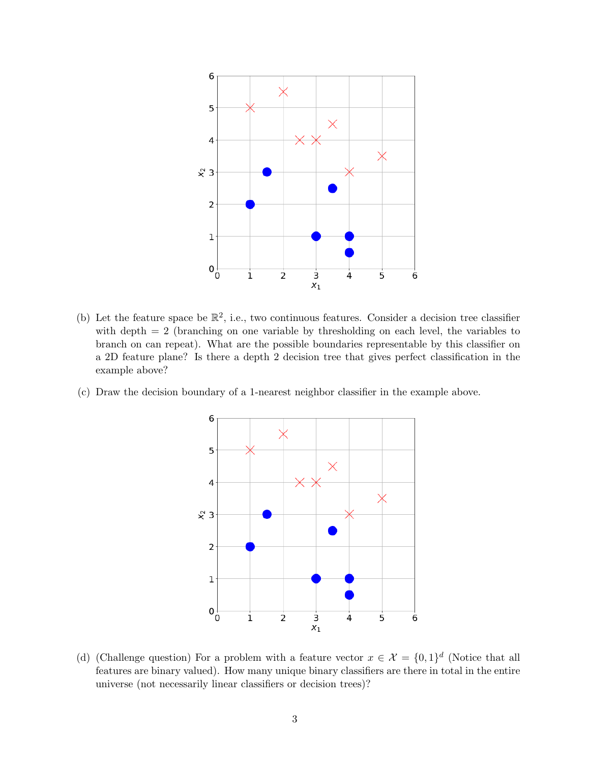6
5
4
3
2
1
0
0 1 2 3 4 5 6

$x_1$

$x_2$

(b) Let the feature space be $\mathbb{R}^2$, i.e., two continuous features. Consider a decision tree classifier with depth = 2 (branching on one variable by thresholding on each level, the variables to branch on can repeat). What are the possible boundaries representable by this classifier on a 2D feature plane? Is there a depth 2 decision tree that gives perfect classification in the example above?

(c) Draw the decision boundary of a 1-nearest neighbor classifier in the example above.

6
5
4
3
2
1
0
0 1 2 3 4 5 6

$x_1$

$x_2$

(d) (Challenge question) For a problem with a feature vector $x \in \mathcal{X} = \{0, 1\}^d$ (Notice that all features are binary valued). How many unique binary classifiers are there in total in the entire universe (not necessarily linear classifiers or decision trees)?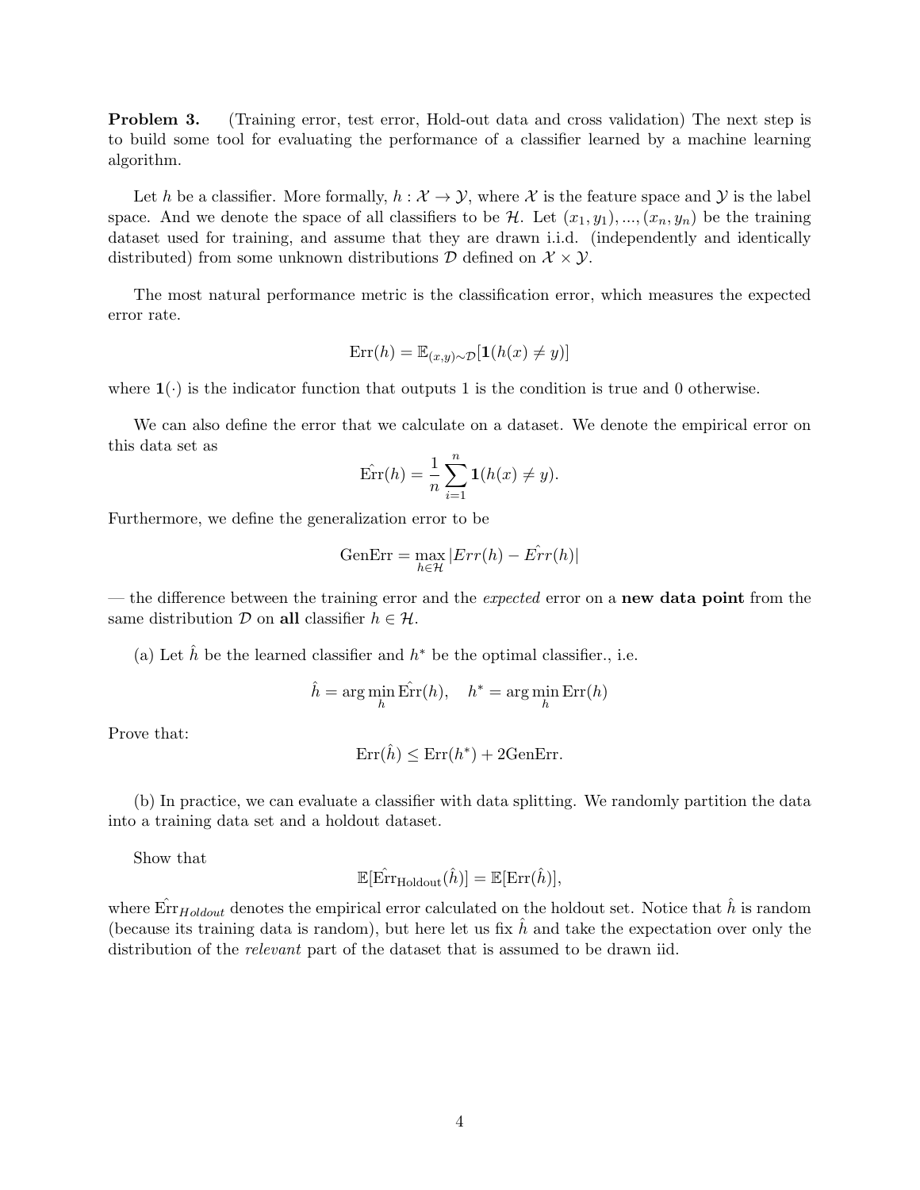**Problem 3.** (Training error, test error, Hold-out data and cross validation) The next step is to build some tool for evaluating the performance of a classifier learned by a machine learning algorithm.

Let $h$ be a classifier. More formally, $h : \mathcal{X} \to \mathcal{Y}$, where $\mathcal{X}$ is the feature space and $\mathcal{Y}$ is the label space. And we denote the space of all classifiers to be $\mathcal{H}$. Let $(x_1, y_1), ..., (x_n, y_n)$ be the training dataset used for training, and assume that they are drawn i.i.d. (independently and identically distributed) from some unknown distributions $\mathcal{D}$ defined on $\mathcal{X} \times \mathcal{Y}$.

The most natural performance metric is the classification error, which measures the expected error rate.

$$\text{Err}(h) = \mathbb{E}_{(x,y)\sim\mathcal{D}}[\mathbf{1}(h(x) \neq y)]$$

where $\mathbf{1}(\cdot)$ is the indicator function that outputs 1 is the condition is true and 0 otherwise.

We can also define the error that we calculate on a dataset. We denote the empirical error on this data set as

$$\hat{\text{Err}}(h) = \frac{1}{n}\sum_{i=1}^{n} \mathbf{1}(h(x) \neq y).$$

Furthermore, we define the generalization error to be

$$\text{GenErr} = \max_{h\in\mathcal{H}} |Err(h) - \hat{Err}(h)|$$

— the difference between the training error and the *expected* error on a **new data point** from the same distribution $\mathcal{D}$ on **all** classifier $h \in \mathcal{H}$.

(a) Let $\hat{h}$ be the learned classifier and $h^*$ be the optimal classifier., i.e.

$$\hat{h} = \arg\min_h \hat{\text{Err}}(h), \quad h^* = \arg\min_h \text{Err}(h)$$

Prove that:

$$\text{Err}(\hat{h}) \leq \text{Err}(h^*) + 2\text{GenErr}.$$

(b) In practice, we can evaluate a classifier with data splitting. We randomly partition the data into a training data set and a holdout dataset.

Show that

$$\mathbb{E}[\hat{\text{Err}}_{\text{Holdout}}(\hat{h})] = \mathbb{E}[\text{Err}(\hat{h})],$$

where $\hat{\text{Err}}_{Holdout}$ denotes the empirical error calculated on the holdout set. Notice that $\hat{h}$ is random (because its training data is random), but here let us fix $\hat{h}$ and take the expectation over only the distribution of the *relevant* part of the dataset that is assumed to be drawn iid.